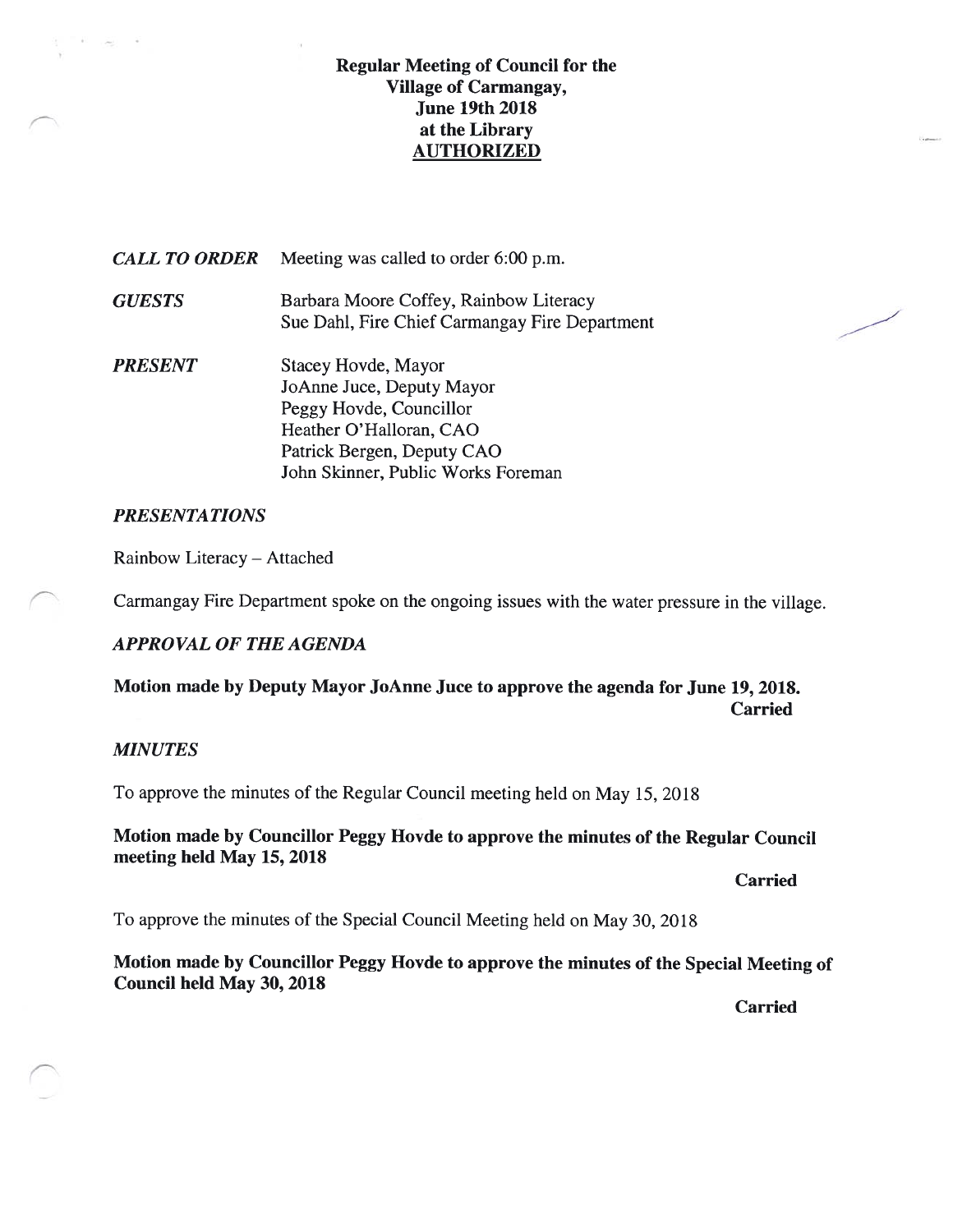# Regular Meeting of Council for the Village of Carmangay, June 19th 2018 at the Library

**<u>AUTHORIZED</u>**

***CALL TO ORDER*** Meeting was called to order 6:00 p.m.

***GUESTS***
Barbara Moore Coffey, Rainbow Literacy
Sue Dahl, Fire Chief Carmangay Fire Department

***PRESENT***
Stacey Hovde, Mayor
JoAnne Juce, Deputy Mayor
Peggy Hovde, Councillor
Heather O'Halloran, CAO
Patrick Bergen, Deputy CAO
John Skinner, Public Works Foreman

## *PRESENTATIONS*

Rainbow Literacy – Attached

Carmangay Fire Department spoke on the ongoing issues with the water pressure in the village.

## *APPROVAL OF THE AGENDA*

**Motion made by Deputy Mayor JoAnne Juce to approve the agenda for June 19, 2018.**

**Carried**

## *MINUTES*

To approve the minutes of the Regular Council meeting held on May 15, 2018

**Motion made by Councillor Peggy Hovde to approve the minutes of the Regular Council meeting held May 15, 2018**

**Carried**

To approve the minutes of the Special Council Meeting held on May 30, 2018

**Motion made by Councillor Peggy Hovde to approve the minutes of the Special Meeting of Council held May 30, 2018**

**Carried**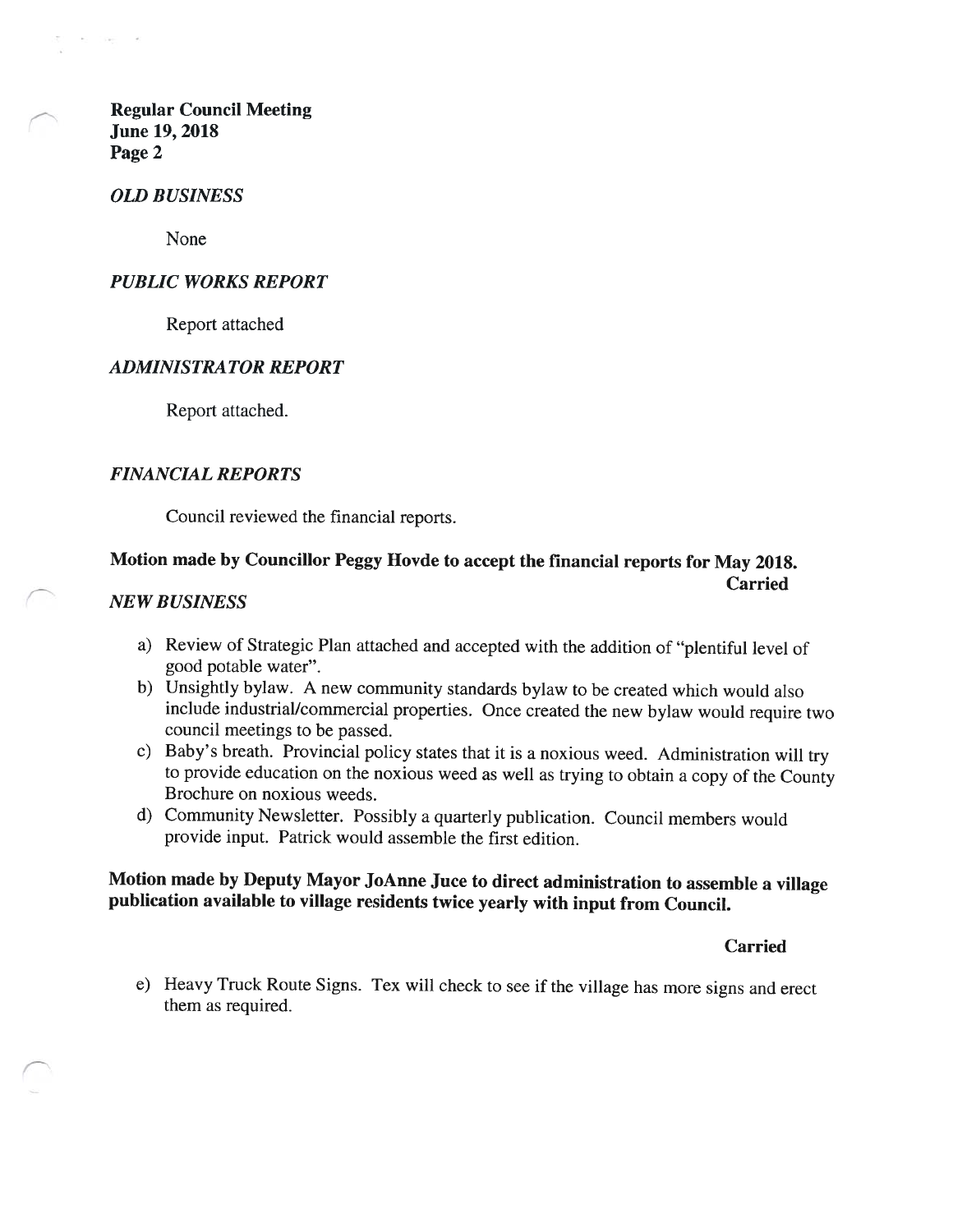**Regular Council Meeting**
**June 19, 2018**
**Page 2**

### *OLD BUSINESS*

None

### *PUBLIC WORKS REPORT*

Report attached

### *ADMINISTRATOR REPORT*

Report attached.

### *FINANCIAL REPORTS*

Council reviewed the financial reports.

**Motion made by Councillor Peggy Hovde to accept the financial reports for May 2018.**

**Carried**

### *NEW BUSINESS*

a) Review of Strategic Plan attached and accepted with the addition of "plentiful level of good potable water".

b) Unsightly bylaw. A new community standards bylaw to be created which would also include industrial/commercial properties. Once created the new bylaw would require two council meetings to be passed.

c) Baby's breath. Provincial policy states that it is a noxious weed. Administration will try to provide education on the noxious weed as well as trying to obtain a copy of the County Brochure on noxious weeds.

d) Community Newsletter. Possibly a quarterly publication. Council members would provide input. Patrick would assemble the first edition.

**Motion made by Deputy Mayor JoAnne Juce to direct administration to assemble a village publication available to village residents twice yearly with input from Council.**

**Carried**

e) Heavy Truck Route Signs. Tex will check to see if the village has more signs and erect them as required.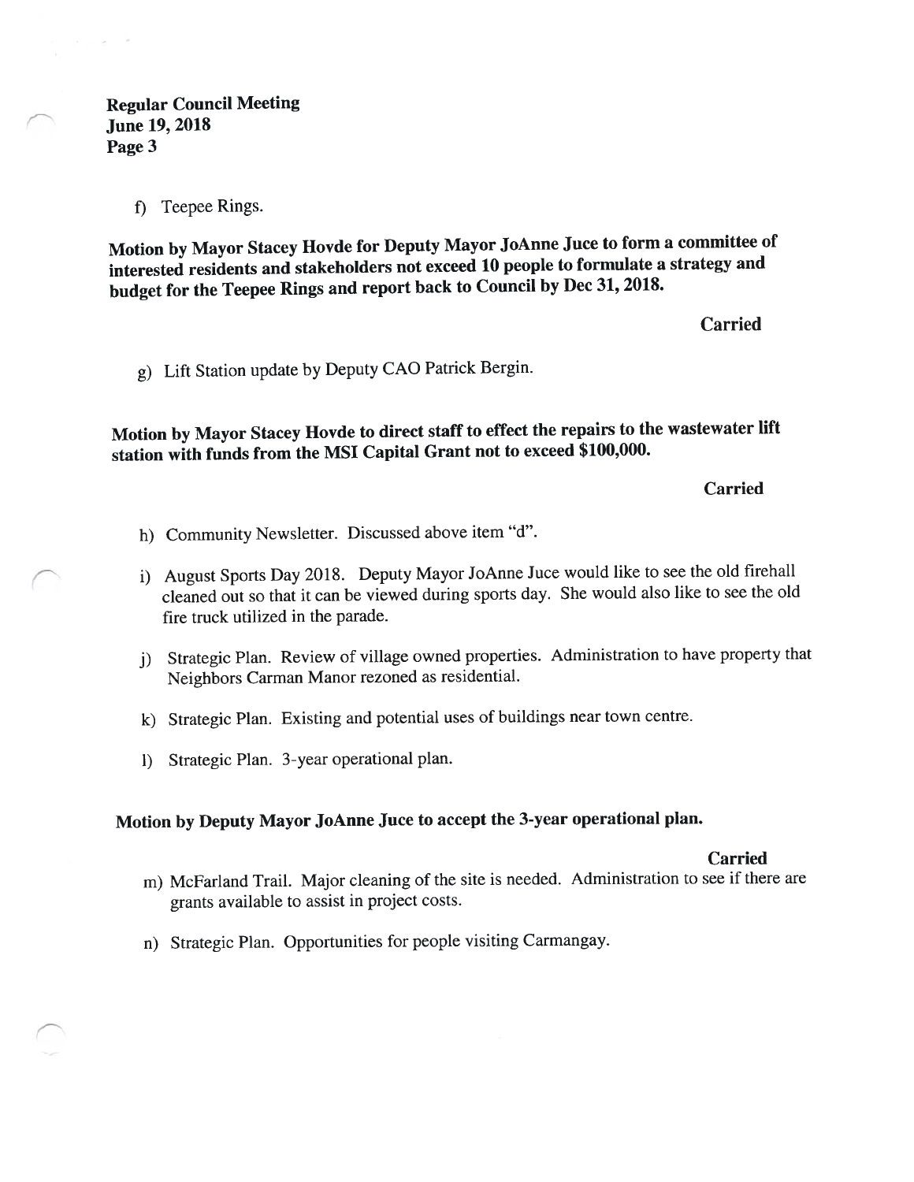f) Teepee Rings.

**Motion by Mayor Stacey Hovde for Deputy Mayor JoAnne Juce to form a committee of interested residents and stakeholders not exceed 10 people to formulate a strategy and budget for the Teepee Rings and report back to Council by Dec 31, 2018.**

**Carried**

g) Lift Station update by Deputy CAO Patrick Bergin.

**Motion by Mayor Stacey Hovde to direct staff to effect the repairs to the wastewater lift station with funds from the MSI Capital Grant not to exceed $100,000.**

**Carried**

h) Community Newsletter. Discussed above item "d".

i) August Sports Day 2018. Deputy Mayor JoAnne Juce would like to see the old firehall cleaned out so that it can be viewed during sports day. She would also like to see the old fire truck utilized in the parade.

j) Strategic Plan. Review of village owned properties. Administration to have property that Neighbors Carman Manor rezoned as residential.

k) Strategic Plan. Existing and potential uses of buildings near town centre.

l) Strategic Plan. 3-year operational plan.

**Motion by Deputy Mayor JoAnne Juce to accept the 3-year operational plan.**

**Carried**

m) McFarland Trail. Major cleaning of the site is needed. Administration to see if there are grants available to assist in project costs.

n) Strategic Plan. Opportunities for people visiting Carmangay.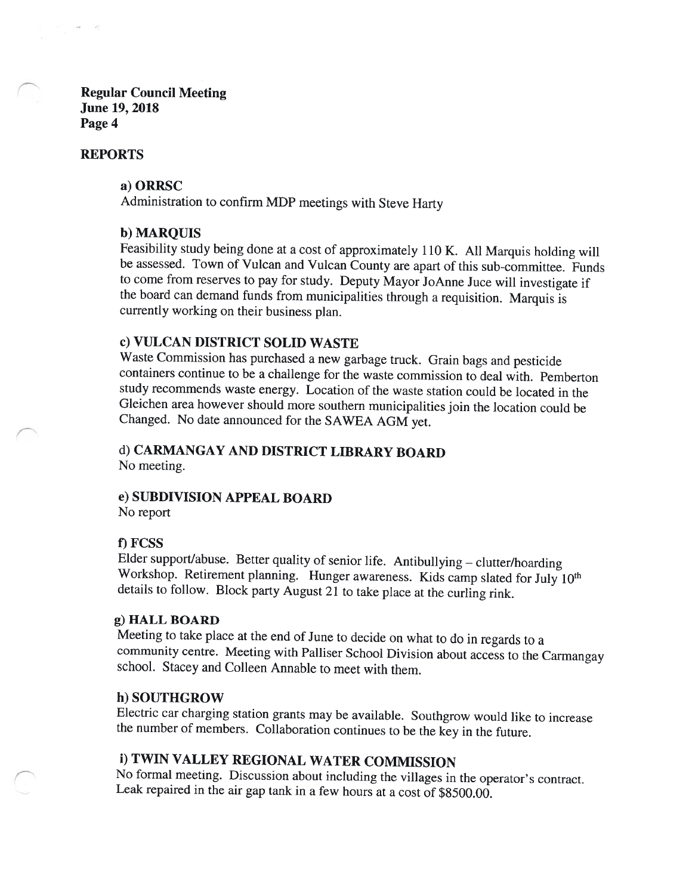**Regular Council Meeting**
**June 19, 2018**

## REPORTS

### a) ORRSC

Administration to confirm MDP meetings with Steve Harty

### b) MARQUIS

Feasibility study being done at a cost of approximately 110 K. All Marquis holding will be assessed. Town of Vulcan and Vulcan County are apart of this sub-committee. Funds to come from reserves to pay for study. Deputy Mayor JoAnne Juce will investigate if the board can demand funds from municipalities through a requisition. Marquis is currently working on their business plan.

### c) VULCAN DISTRICT SOLID WASTE

Waste Commission has purchased a new garbage truck. Grain bags and pesticide containers continue to be a challenge for the waste commission to deal with. Pemberton study recommends waste energy. Location of the waste station could be located in the Gleichen area however should more southern municipalities join the location could be Changed. No date announced for the SAWEA AGM yet.

### d) CARMANGAY AND DISTRICT LIBRARY BOARD

No meeting.

### e) SUBDIVISION APPEAL BOARD

No report

### f) FCSS

Elder support/abuse. Better quality of senior life. Antibullying – clutter/hoarding Workshop. Retirement planning. Hunger awareness. Kids camp slated for July 10th details to follow. Block party August 21 to take place at the curling rink.

### g) HALL BOARD

Meeting to take place at the end of June to decide on what to do in regards to a community centre. Meeting with Palliser School Division about access to the Carmangay school. Stacey and Colleen Annable to meet with them.

### h) SOUTHGROW

Electric car charging station grants may be available. Southgrow would like to increase the number of members. Collaboration continues to be the key in the future.

### i) TWIN VALLEY REGIONAL WATER COMMISSION

No formal meeting. Discussion about including the villages in the operator's contract. Leak repaired in the air gap tank in a few hours at a cost of $8500.00.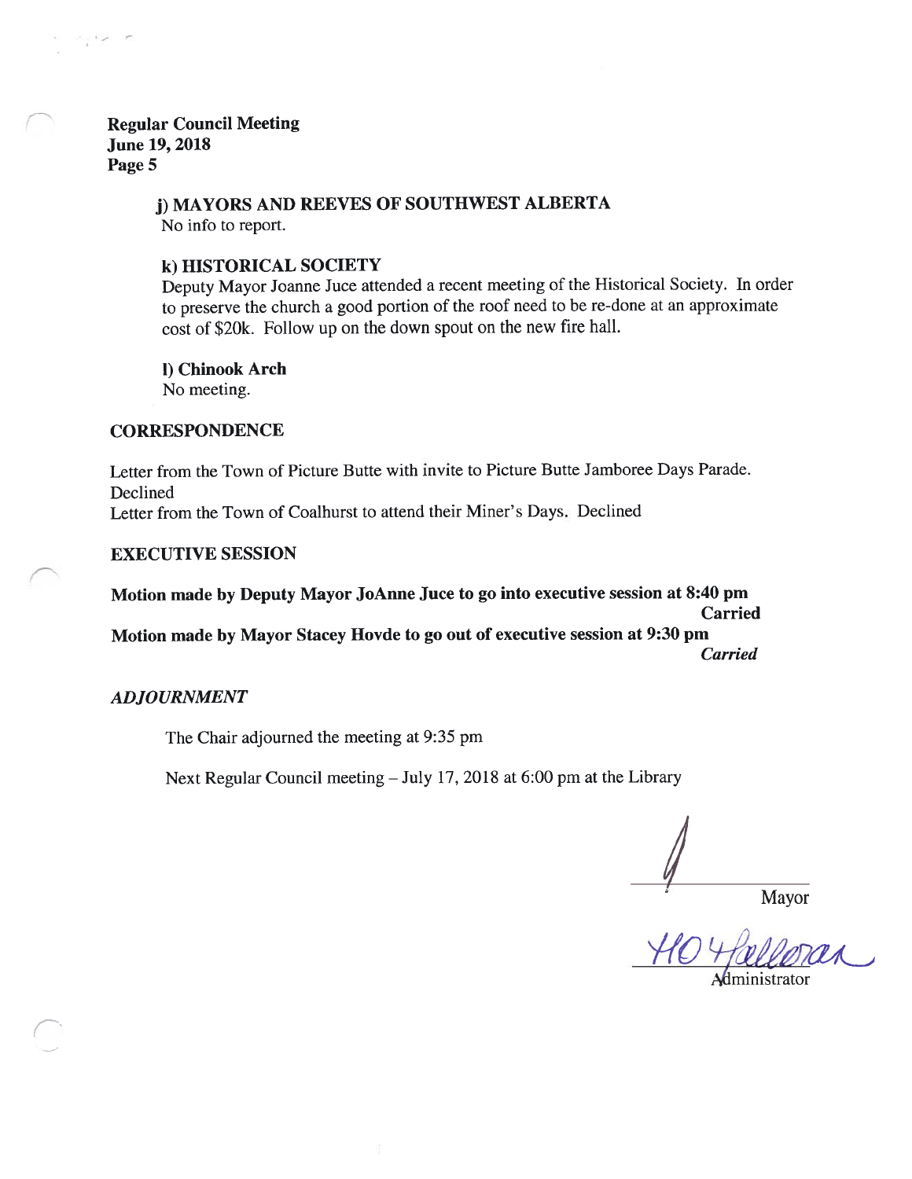### j) MAYORS AND REEVES OF SOUTHWEST ALBERTA

No info to report.

### k) HISTORICAL SOCIETY

Deputy Mayor Joanne Juce attended a recent meeting of the Historical Society. In order to preserve the church a good portion of the roof need to be re-done at an approximate cost of $20k. Follow up on the down spout on the new fire hall.

### l) Chinook Arch

No meeting.

## CORRESPONDENCE

Letter from the Town of Picture Butte with invite to Picture Butte Jamboree Days Parade. Declined

Letter from the Town of Coalhurst to attend their Miner's Days. Declined

## EXECUTIVE SESSION

**Motion made by Deputy Mayor JoAnne Juce to go into executive session at 8:40 pm**

**Carried**

**Motion made by Mayor Stacey Hovde to go out of executive session at 9:30 pm**

***Carried***

## *ADJOURNMENT*

The Chair adjourned the meeting at 9:35 pm

Next Regular Council meeting – July 17, 2018 at 6:00 pm at the Library

Mayor

Administrator